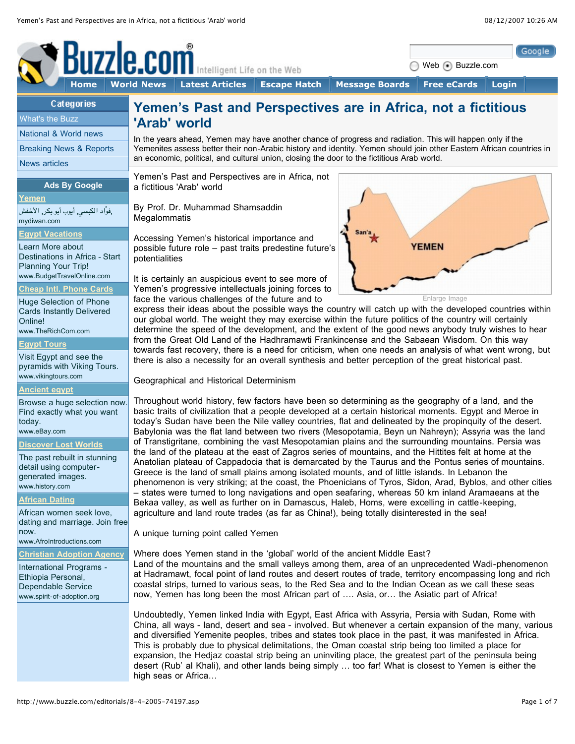# Yemen's Past and Perspectives are in Africa, not a fictitious 'Arab' world

In the years ahead, Yemen may have another chance of progress and radiation. This will happen only if the Yemenites assess better their non-Arabic history and identity. Yemen should join other Eastern African countries in an economic, political, and cultural union, closing the door to the fictitious Arab world.

Yemen's Past and Perspectives are in Africa, not a fictitious 'Arab' world

By Prof. Dr. Muhammad Shamsaddin Megalommatis

Accessing Yemen's historical importance and possible future role – past traits predestine future's potentialities

It is certainly an auspicious event to see more of Yemen's progressive intellectuals joining forces to face the various challenges of the future and to express their ideas about the possible ways the country will catch up with the developed countries within our global world. The weight they may exercise within the future politics of the country will certainly determine the speed of the development, and the extent of the good news anybody truly wishes to hear from the Great Old Land of the Hadhramawti Frankincense and the Sabaean Wisdom. On this way towards fast recovery, there is a need for criticism, when one needs an analysis of what went wrong, but there is also a necessity for an overall synthesis and better perception of the great historical past.

Geographical and Historical Determinism

Throughout world history, few factors have been so determining as the geography of a land, and the basic traits of civilization that a people developed at a certain historical moments. Egypt and Meroe in today's Sudan have been the Nile valley countries, flat and delineated by the propinquity of the desert. Babylonia was the flat land between two rivers (Mesopotamia, Beyn un Nahreyn); Assyria was the land of Transtigritane, combining the vast Mesopotamian plains and the surrounding mountains. Persia was the land of the plateau at the east of Zagros series of mountains, and the Hittites felt at home at the Anatolian plateau of Cappadocia that is demarcated by the Taurus and the Pontus series of mountains. Greece is the land of small plains among isolated mounts, and of little islands. In Lebanon the phenomenon is very striking; at the coast, the Phoenicians of Tyros, Sidon, Arad, Byblos, and other cities – states were turned to long navigations and open seafaring, whereas 50 km inland Aramaeans at the Bekaa valley, as well as further on in Damascus, Haleb, Homs, were excelling in cattle-keeping, agriculture and land route trades (as far as China!), being totally disinterested in the sea!

A unique turning point called Yemen

Where does Yemen stand in the 'global' world of the ancient Middle East?

Land of the mountains and the small valleys among them, area of an unprecedented Wadi-phenomenon at Hadramawt, focal point of land routes and desert routes of trade, territory encompassing long and rich coastal strips, turned to various seas, to the Red Sea and to the Indian Ocean as we call these seas now, Yemen has long been the most African part of .... Asia, or... the Asiatic part of Africa!

Undoubtedly, Yemen linked India with Egypt, East Africa with Assyria, Persia with Sudan, Rome with China, all ways - land, desert and sea - involved. But whenever a certain expansion of the many, various and diversified Yemenite peoples, tribes and states took place in the past, it was manifested in Africa. This is probably due to physical delimitations, the Oman coastal strip being too limited a place for expansion, the Hedjaz coastal strip being an uninviting place, the greatest part of the peninsula being desert (Rub' al Khali), and other lands being simply … too far! What is closest to Yemen is either the high seas or Africa…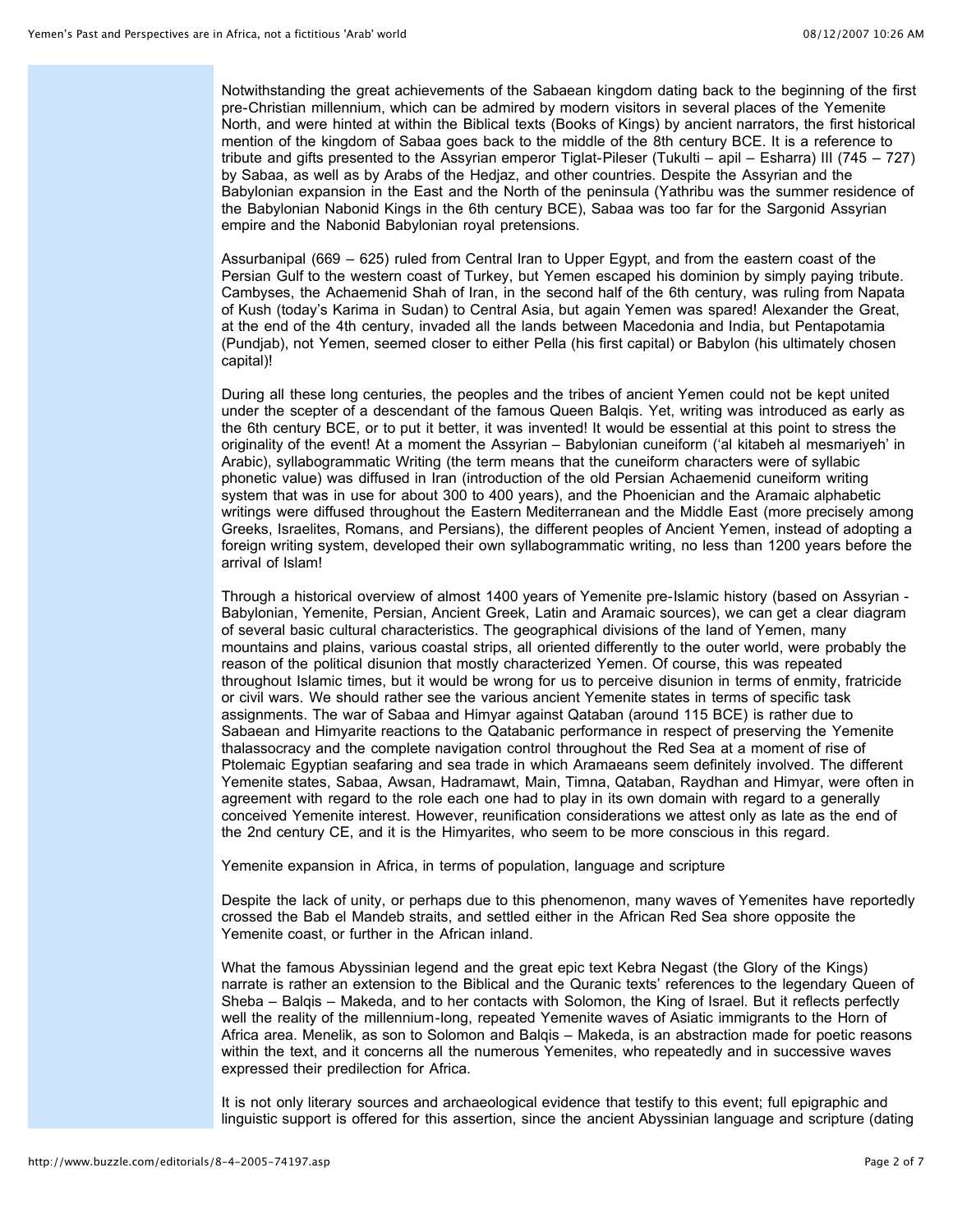Notwithstanding the great achievements of the Sabaean kingdom dating back to the beginning of the first pre-Christian millennium, which can be admired by modern visitors in several places of the Yemenite North, and were hinted at within the Biblical texts (Books of Kings) by ancient narrators, the first historical mention of the kingdom of Sabaa goes back to the middle of the 8th century BCE. It is a reference to tribute and gifts presented to the Assyrian emperor Tiglat-Pileser (Tukulti – apil – Esharra) III (745 – 727) by Sabaa, as well as by Arabs of the Hedjaz, and other countries. Despite the Assyrian and the Babylonian expansion in the East and the North of the peninsula (Yathribu was the summer residence of the Babylonian Nabonid Kings in the 6th century BCE), Sabaa was too far for the Sargonid Assyrian empire and the Nabonid Babylonian royal pretensions.

Assurbanipal (669 – 625) ruled from Central Iran to Upper Egypt, and from the eastern coast of the Persian Gulf to the western coast of Turkey, but Yemen escaped his dominion by simply paying tribute. Cambyses, the Achaemenid Shah of Iran, in the second half of the 6th century, was ruling from Napata of Kush (today's Karima in Sudan) to Central Asia, but again Yemen was spared! Alexander the Great, at the end of the 4th century, invaded all the lands between Macedonia and India, but Pentapotamia (Pundjab), not Yemen, seemed closer to either Pella (his first capital) or Babylon (his ultimately chosen capital)!

During all these long centuries, the peoples and the tribes of ancient Yemen could not be kept united under the scepter of a descendant of the famous Queen Balqis. Yet, writing was introduced as early as the 6th century BCE, or to put it better, it was invented! It would be essential at this point to stress the originality of the event! At a moment the Assyrian – Babylonian cuneiform ('al kitabeh al mesmariyeh' in Arabic), syllabogrammatic Writing (the term means that the cuneiform characters were of syllabic phonetic value) was diffused in Iran (introduction of the old Persian Achaemenid cuneiform writing system that was in use for about 300 to 400 years), and the Phoenician and the Aramaic alphabetic writings were diffused throughout the Eastern Mediterranean and the Middle East (more precisely among Greeks, Israelites, Romans, and Persians), the different peoples of Ancient Yemen, instead of adopting a foreign writing system, developed their own syllabogrammatic writing, no less than 1200 years before the arrival of Islam!

Through a historical overview of almost 1400 years of Yemenite pre-Islamic history (based on Assyrian - Babylonian, Yemenite, Persian, Ancient Greek, Latin and Aramaic sources), we can get a clear diagram of several basic cultural characteristics. The geographical divisions of the land of Yemen, many mountains and plains, various coastal strips, all oriented differently to the outer world, were probably the reason of the political disunion that mostly characterized Yemen. Of course, this was repeated throughout Islamic times, but it would be wrong for us to perceive disunion in terms of enmity, fratricide or civil wars. We should rather see the various ancient Yemenite states in terms of specific task assignments. The war of Sabaa and Himyar against Qataban (around 115 BCE) is rather due to Sabaean and Himyarite reactions to the Qatabanic performance in respect of preserving the Yemenite thalassocracy and the complete navigation control throughout the Red Sea at a moment of rise of Ptolemaic Egyptian seafaring and sea trade in which Aramaeans seem definitely involved. The different Yemenite states, Sabaa, Awsan, Hadramawt, Main, Timna, Qataban, Raydhan and Himyar, were often in agreement with regard to the role each one had to play in its own domain with regard to a generally conceived Yemenite interest. However, reunification considerations we attest only as late as the end of the 2nd century CE, and it is the Himyarites, who seem to be more conscious in this regard.

## Yemenite expansion in Africa, in terms of population, language and scripture

Despite the lack of unity, or perhaps due to this phenomenon, many waves of Yemenites have reportedly crossed the Bab el Mandeb straits, and settled either in the African Red Sea shore opposite the Yemenite coast, or further in the African inland.

What the famous Abyssinian legend and the great epic text Kebra Negast (the Glory of the Kings) narrate is rather an extension to the Biblical and the Quranic texts' references to the legendary Queen of Sheba – Balqis – Makeda, and to her contacts with Solomon, the King of Israel. But it reflects perfectly well the reality of the millennium-long, repeated Yemenite waves of Asiatic immigrants to the Horn of Africa area. Menelik, as son to Solomon and Balqis – Makeda, is an abstraction made for poetic reasons within the text, and it concerns all the numerous Yemenites, who repeatedly and in successive waves expressed their predilection for Africa.

It is not only literary sources and archaeological evidence that testify to this event; full epigraphic and linguistic support is offered for this assertion, since the ancient Abyssinian language and scripture (dating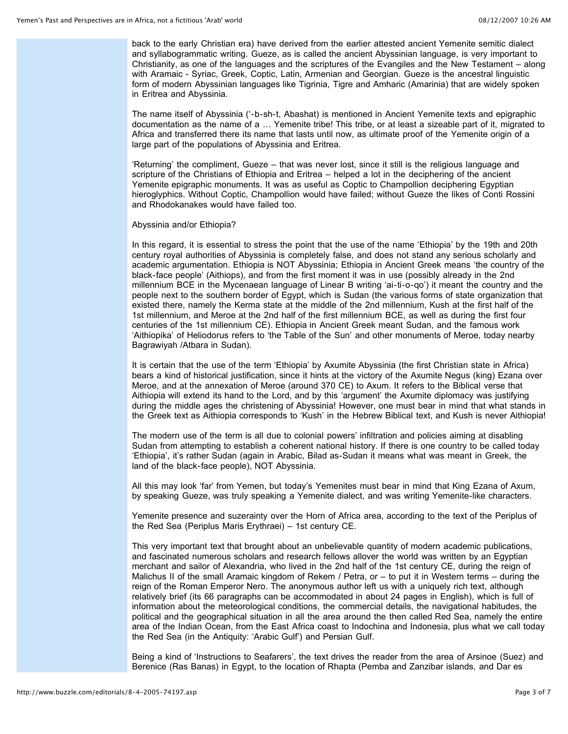back to the early Christian era) have derived from the earlier attested ancient Yemenite semitic dialect and syllabogrammatic writing. Gueze, as is called the ancient Abyssinian language, is very important to Christianity, as one of the languages and the scriptures of the Evangiles and the New Testament – along with Aramaic - Syriac, Greek, Coptic, Latin, Armenian and Georgian. Gueze is the ancestral linguistic form of modern Abyssinian languages like Tigrinia, Tigre and Amharic (Amarinia) that are widely spoken in Eritrea and Abyssinia.

The name itself of Abyssinia ('-b-sh-t, Abashat) is mentioned in Ancient Yemenite texts and epigraphic documentation as the name of a … Yemenite tribe! This tribe, or at least a sizeable part of it, migrated to Africa and transferred there its name that lasts until now, as ultimate proof of the Yemenite origin of a large part of the populations of Abyssinia and Eritrea.

'Returning' the compliment, Gueze – that was never lost, since it still is the religious language and scripture of the Christians of Ethiopia and Eritrea – helped a lot in the deciphering of the ancient Yemenite epigraphic monuments. It was as useful as Coptic to Champollion deciphering Egyptian hieroglyphics. Without Coptic, Champollion would have failed; without Gueze the likes of Conti Rossini and Rhodokanakes would have failed too.

## Abyssinia and/or Ethiopia?

In this regard, it is essential to stress the point that the use of the name 'Ethiopia' by the 19th and 20th century royal authorities of Abyssinia is completely false, and does not stand any serious scholarly and academic argumentation. Ethiopia is NOT Abyssinia; Ethiopia in Ancient Greek means 'the country of the black-face people' (Aithiops), and from the first moment it was in use (possibly already in the 2nd millennium BCE in the Mycenaean language of Linear B writing 'ai-ti-o-qo') it meant the country and the people next to the southern border of Egypt, which is Sudan (the various forms of state organization that existed there, namely the Kerma state at the middle of the 2nd millennium, Kush at the first half of the 1st millennium, and Meroe at the 2nd half of the first millennium BCE, as well as during the first four centuries of the 1st millennium CE). Ethiopia in Ancient Greek meant Sudan, and the famous work 'Aithiopika' of Heliodorus refers to 'the Table of the Sun' and other monuments of Meroe, today nearby Bagrawiyah /Atbara in Sudan).

It is certain that the use of the term 'Ethiopia' by Axumite Abyssinia (the first Christian state in Africa) bears a kind of historical justification, since it hints at the victory of the Axumite Negus (king) Ezana over Meroe, and at the annexation of Meroe (around 370 CE) to Axum. It refers to the Biblical verse that Aithiopia will extend its hand to the Lord, and by this 'argument' the Axumite diplomacy was justifying during the middle ages the christening of Abyssinia! However, one must bear in mind that what stands in the Greek text as Aithiopia corresponds to 'Kush' in the Hebrew Biblical text, and Kush is never Aithiopia!

The modern use of the term is all due to colonial powers' infiltration and policies aiming at disabling Sudan from attempting to establish a coherent national history. If there is one country to be called today 'Ethiopia', it's rather Sudan (again in Arabic, Bilad as-Sudan it means what was meant in Greek, the land of the black-face people), NOT Abyssinia.

All this may look 'far' from Yemen, but today's Yemenites must bear in mind that King Ezana of Axum, by speaking Gueze, was truly speaking a Yemenite dialect, and was writing Yemenite-like characters.

## Yemenite presence and suzerainty over the Horn of Africa area, according to the text of the Periplus of the Red Sea (Periplus Maris Erythraei) – 1st century CE.

This very important text that brought about an unbelievable quantity of modern academic publications, and fascinated numerous scholars and research fellows allover the world was written by an Egyptian merchant and sailor of Alexandria, who lived in the 2nd half of the 1st century CE, during the reign of Malichus II of the small Aramaic kingdom of Rekem / Petra, or – to put it in Western terms – during the reign of the Roman Emperor Nero. The anonymous author left us with a uniquely rich text, although relatively brief (its 66 paragraphs can be accommodated in about 24 pages in English), which is full of information about the meteorological conditions, the commercial details, the navigational habitudes, the political and the geographical situation in all the area around the then called Red Sea, namely the entire area of the Indian Ocean, from the East Africa coast to Indochina and Indonesia, plus what we call today the Red Sea (in the Antiquity: 'Arabic Gulf') and Persian Gulf.

Being a kind of 'Instructions to Seafarers', the text drives the reader from the area of Arsinoe (Suez) and Berenice (Ras Banas) in Egypt, to the location of Rhapta (Pemba and Zanzibar islands, and Dar es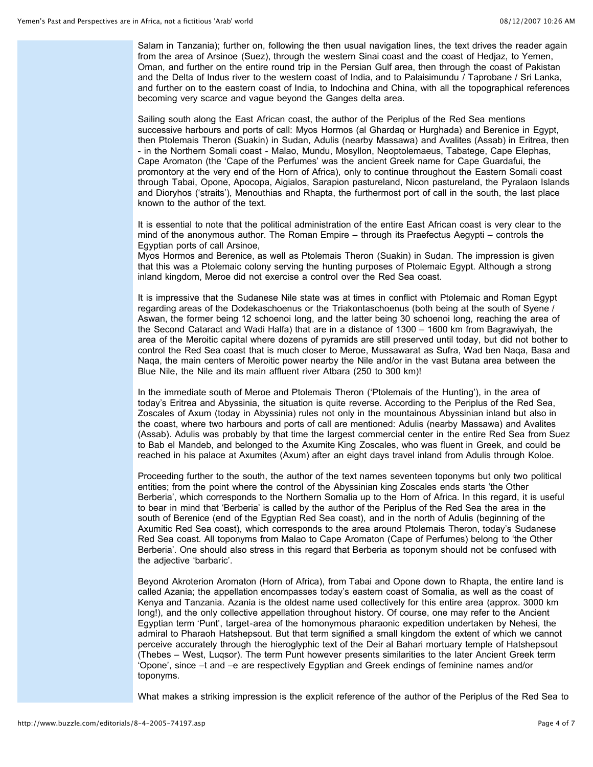Salam in Tanzania); further on, following the then usual navigation lines, the text drives the reader again from the area of Arsinoe (Suez), through the western Sinai coast and the coast of Hedjaz, to Yemen, Oman, and further on the entire round trip in the Persian Gulf area, then through the coast of Pakistan and the Delta of Indus river to the western coast of India, and to Palaisimundu / Taprobane / Sri Lanka, and further on to the eastern coast of India, to Indochina and China, with all the topographical references becoming very scarce and vague beyond the Ganges delta area.

Sailing south along the East African coast, the author of the Periplus of the Red Sea mentions successive harbours and ports of call: Myos Hormos (al Ghardaq or Hurghada) and Berenice in Egypt, then Ptolemais Theron (Suakin) in Sudan, Adulis (nearby Massawa) and Avalites (Assab) in Eritrea, then - in the Northern Somali coast - Malao, Mundu, Mosyllon, Neoptolemaeus, Tabatege, Cape Elephas, Cape Aromaton (the 'Cape of the Perfumes' was the ancient Greek name for Cape Guardafui, the promontory at the very end of the Horn of Africa), only to continue throughout the Eastern Somali coast through Tabai, Opone, Apocopa, Aigialos, Sarapion pastureland, Nicon pastureland, the Pyralaon Islands and Dioryhos ('straits'), Menouthias and Rhapta, the furthermost port of call in the south, the last place known to the author of the text.

It is essential to note that the political administration of the entire East African coast is very clear to the mind of the anonymous author. The Roman Empire – through its Praefectus Aegypti – controls the Egyptian ports of call Arsinoe,
Myos Hormos and Berenice, as well as Ptolemais Theron (Suakin) in Sudan. The impression is given that this was a Ptolemaic colony serving the hunting purposes of Ptolemaic Egypt. Although a strong inland kingdom, Meroe did not exercise a control over the Red Sea coast.

It is impressive that the Sudanese Nile state was at times in conflict with Ptolemaic and Roman Egypt regarding areas of the Dodekaschoenus or the Triakontaschoenus (both being at the south of Syene / Aswan, the former being 12 schoenoi long, and the latter being 30 schoenoi long, reaching the area of the Second Cataract and Wadi Halfa) that are in a distance of 1300 – 1600 km from Bagrawiyah, the area of the Meroitic capital where dozens of pyramids are still preserved until today, but did not bother to control the Red Sea coast that is much closer to Meroe, Mussawarat as Sufra, Wad ben Naqa, Basa and Naqa, the main centers of Meroitic power nearby the Nile and/or in the vast Butana area between the Blue Nile, the Nile and its main affluent river Atbara (250 to 300 km)!

In the immediate south of Meroe and Ptolemais Theron ('Ptolemais of the Hunting'), in the area of today's Eritrea and Abyssinia, the situation is quite reverse. According to the Periplus of the Red Sea, Zoscales of Axum (today in Abyssinia) rules not only in the mountainous Abyssinian inland but also in the coast, where two harbours and ports of call are mentioned: Adulis (nearby Massawa) and Avalites (Assab). Adulis was probably by that time the largest commercial center in the entire Red Sea from Suez to Bab el Mandeb, and belonged to the Axumite King Zoscales, who was fluent in Greek, and could be reached in his palace at Axumites (Axum) after an eight days travel inland from Adulis through Koloe.

Proceeding further to the south, the author of the text names seventeen toponyms but only two political entities; from the point where the control of the Abyssinian king Zoscales ends starts 'the Other Berberia', which corresponds to the Northern Somalia up to the Horn of Africa. In this regard, it is useful to bear in mind that 'Berberia' is called by the author of the Periplus of the Red Sea the area in the south of Berenice (end of the Egyptian Red Sea coast), and in the north of Adulis (beginning of the Axumitic Red Sea coast), which corresponds to the area around Ptolemais Theron, today's Sudanese Red Sea coast. All toponyms from Malao to Cape Aromaton (Cape of Perfumes) belong to 'the Other Berberia'. One should also stress in this regard that Berberia as toponym should not be confused with the adjective 'barbaric'.

Beyond Akroterion Aromaton (Horn of Africa), from Tabai and Opone down to Rhapta, the entire land is called Azania; the appellation encompasses today's eastern coast of Somalia, as well as the coast of Kenya and Tanzania. Azania is the oldest name used collectively for this entire area (approx. 3000 km long!), and the only collective appellation throughout history. Of course, one may refer to the Ancient Egyptian term 'Punt', target-area of the homonymous pharaonic expedition undertaken by Nehesi, the admiral to Pharaoh Hatshepsout. But that term signified a small kingdom the extent of which we cannot perceive accurately through the hieroglyphic text of the Deir al Bahari mortuary temple of Hatshepsout (Thebes – West, Luqsor). The term Punt however presents similarities to the later Ancient Greek term 'Opone', since –t and –e are respectively Egyptian and Greek endings of feminine names and/or toponyms.

What makes a striking impression is the explicit reference of the author of the Periplus of the Red Sea to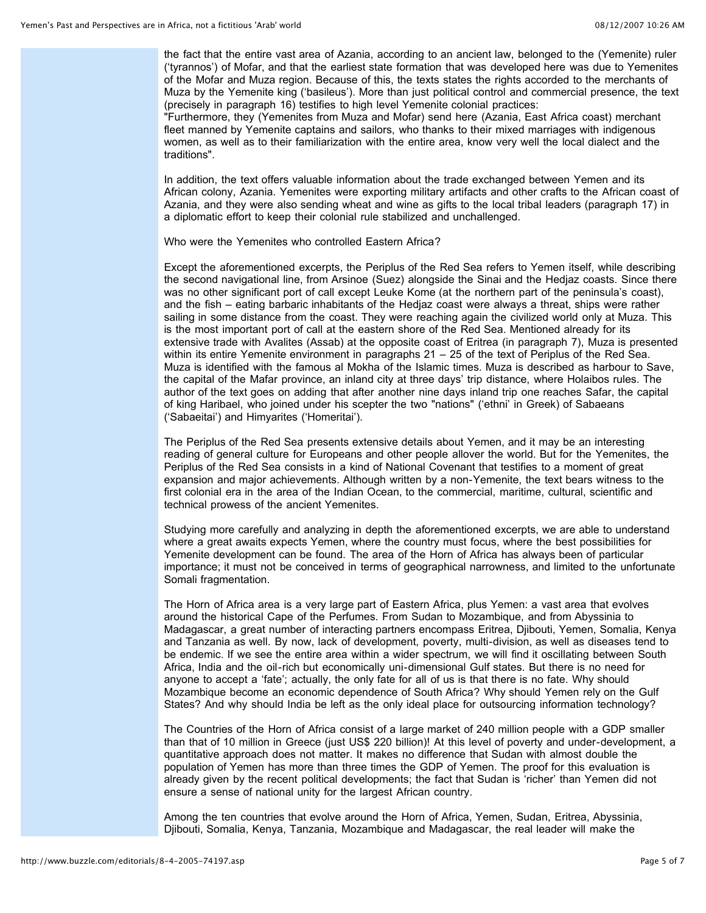the fact that the entire vast area of Azania, according to an ancient law, belonged to the (Yemenite) ruler ('tyrannos') of Mofar, and that the earliest state formation that was developed here was due to Yemenites of the Mofar and Muza region. Because of this, the texts states the rights accorded to the merchants of Muza by the Yemenite king ('basileus'). More than just political control and commercial presence, the text (precisely in paragraph 16) testifies to high level Yemenite colonial practices:
"Furthermore, they (Yemenites from Muza and Mofar) send here (Azania, East Africa coast) merchant fleet manned by Yemenite captains and sailors, who thanks to their mixed marriages with indigenous women, as well as to their familiarization with the entire area, know very well the local dialect and the traditions".

In addition, the text offers valuable information about the trade exchanged between Yemen and its African colony, Azania. Yemenites were exporting military artifacts and other crafts to the African coast of Azania, and they were also sending wheat and wine as gifts to the local tribal leaders (paragraph 17) in a diplomatic effort to keep their colonial rule stabilized and unchallenged.

Who were the Yemenites who controlled Eastern Africa?

Except the aforementioned excerpts, the Periplus of the Red Sea refers to Yemen itself, while describing the second navigational line, from Arsinoe (Suez) alongside the Sinai and the Hedjaz coasts. Since there was no other significant port of call except Leuke Kome (at the northern part of the peninsula's coast), and the fish – eating barbaric inhabitants of the Hedjaz coast were always a threat, ships were rather sailing in some distance from the coast. They were reaching again the civilized world only at Muza. This is the most important port of call at the eastern shore of the Red Sea. Mentioned already for its extensive trade with Avalites (Assab) at the opposite coast of Eritrea (in paragraph 7), Muza is presented within its entire Yemenite environment in paragraphs 21 – 25 of the text of Periplus of the Red Sea. Muza is identified with the famous al Mokha of the Islamic times. Muza is described as harbour to Save, the capital of the Mafar province, an inland city at three days' trip distance, where Holaibos rules. The author of the text goes on adding that after another nine days inland trip one reaches Safar, the capital of king Haribael, who joined under his scepter the two "nations" ('ethni' in Greek) of Sabaeans ('Sabaeitai') and Himyarites ('Homeritai').

The Periplus of the Red Sea presents extensive details about Yemen, and it may be an interesting reading of general culture for Europeans and other people allover the world. But for the Yemenites, the Periplus of the Red Sea consists in a kind of National Covenant that testifies to a moment of great expansion and major achievements. Although written by a non-Yemenite, the text bears witness to the first colonial era in the area of the Indian Ocean, to the commercial, maritime, cultural, scientific and technical prowess of the ancient Yemenites.

Studying more carefully and analyzing in depth the aforementioned excerpts, we are able to understand where a great awaits expects Yemen, where the country must focus, where the best possibilities for Yemenite development can be found. The area of the Horn of Africa has always been of particular importance; it must not be conceived in terms of geographical narrowness, and limited to the unfortunate Somali fragmentation.

The Horn of Africa area is a very large part of Eastern Africa, plus Yemen: a vast area that evolves around the historical Cape of the Perfumes. From Sudan to Mozambique, and from Abyssinia to Madagascar, a great number of interacting partners encompass Eritrea, Djibouti, Yemen, Somalia, Kenya and Tanzania as well. By now, lack of development, poverty, multi-division, as well as diseases tend to be endemic. If we see the entire area within a wider spectrum, we will find it oscillating between South Africa, India and the oil-rich but economically uni-dimensional Gulf states. But there is no need for anyone to accept a 'fate'; actually, the only fate for all of us is that there is no fate. Why should Mozambique become an economic dependence of South Africa? Why should Yemen rely on the Gulf States? And why should India be left as the only ideal place for outsourcing information technology?

The Countries of the Horn of Africa consist of a large market of 240 million people with a GDP smaller than that of 10 million in Greece (just US$ 220 billion)! At this level of poverty and under-development, a quantitative approach does not matter. It makes no difference that Sudan with almost double the population of Yemen has more than three times the GDP of Yemen. The proof for this evaluation is already given by the recent political developments; the fact that Sudan is 'richer' than Yemen did not ensure a sense of national unity for the largest African country.

Among the ten countries that evolve around the Horn of Africa, Yemen, Sudan, Eritrea, Abyssinia, Djibouti, Somalia, Kenya, Tanzania, Mozambique and Madagascar, the real leader will make the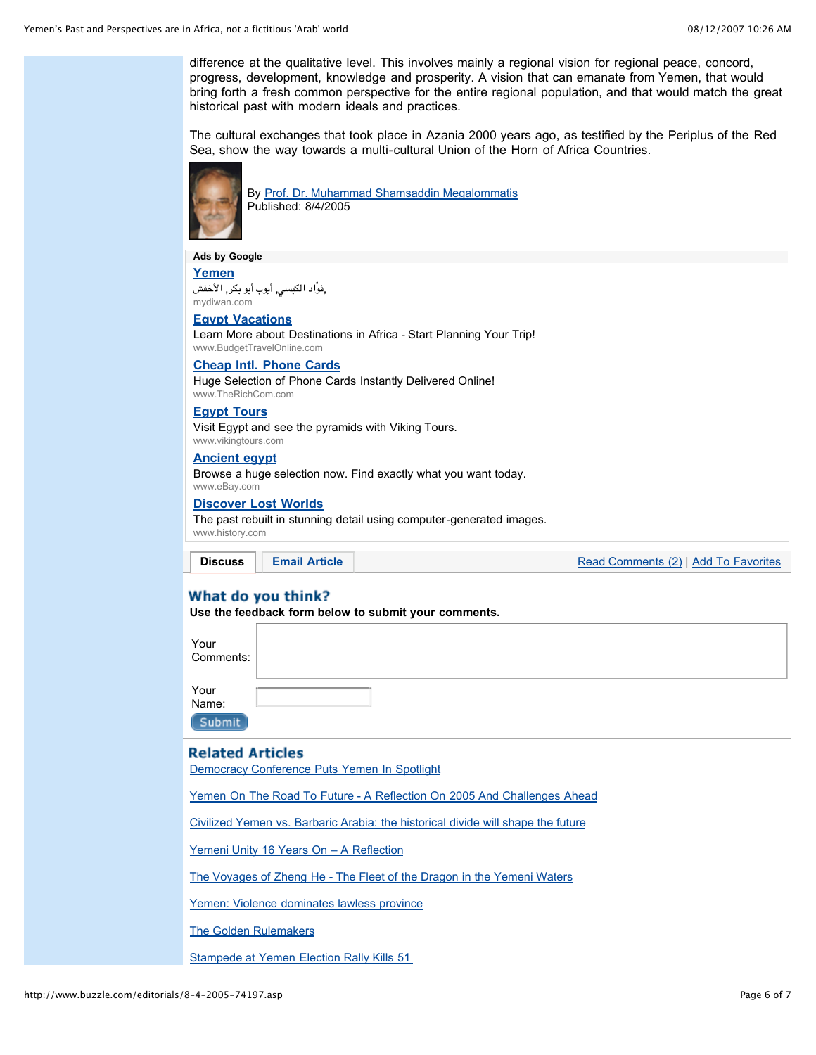difference at the qualitative level. This involves mainly a regional vision for regional peace, concord, progress, development, knowledge and prosperity. A vision that can emanate from Yemen, that would bring forth a fresh common perspective for the entire regional population, and that would match the great historical past with modern ideals and practices.

The cultural exchanges that took place in Azania 2000 years ago, as testified by the Periplus of the Red Sea, show the way towards a multi-cultural Union of the Horn of Africa Countries.

By Prof. Dr. Muhammad Shamsaddin Megalommatis
Published: 8/4/2005

**Ads by Google**

**Yemen**
فؤاد الكبسي, أيوب أبو بكر, الأخفش,
mydiwan.com

**Egypt Vacations**
Learn More about Destinations in Africa - Start Planning Your Trip!
www.BudgetTravelOnline.com

**Cheap Intl. Phone Cards**
Huge Selection of Phone Cards Instantly Delivered Online!
www.TheRichCom.com

**Egypt Tours**
Visit Egypt and see the pyramids with Viking Tours.
www.vikingtours.com

**Ancient egypt**
Browse a huge selection now. Find exactly what you want today.
www.eBay.com

**Discover Lost Worlds**
The past rebuilt in stunning detail using computer-generated images.
www.history.com

**Discuss** | **Email Article** | Read Comments (2) | Add To Favorites

## What do you think?

**Use the feedback form below to submit your comments.**

Your Comments:

Your Name:

Submit

## Related Articles

Democracy Conference Puts Yemen In Spotlight

Yemen On The Road To Future - A Reflection On 2005 And Challenges Ahead

Civilized Yemen vs. Barbaric Arabia: the historical divide will shape the future

Yemeni Unity 16 Years On – A Reflection

The Voyages of Zheng He - The Fleet of the Dragon in the Yemeni Waters

Yemen: Violence dominates lawless province

The Golden Rulemakers

Stampede at Yemen Election Rally Kills 51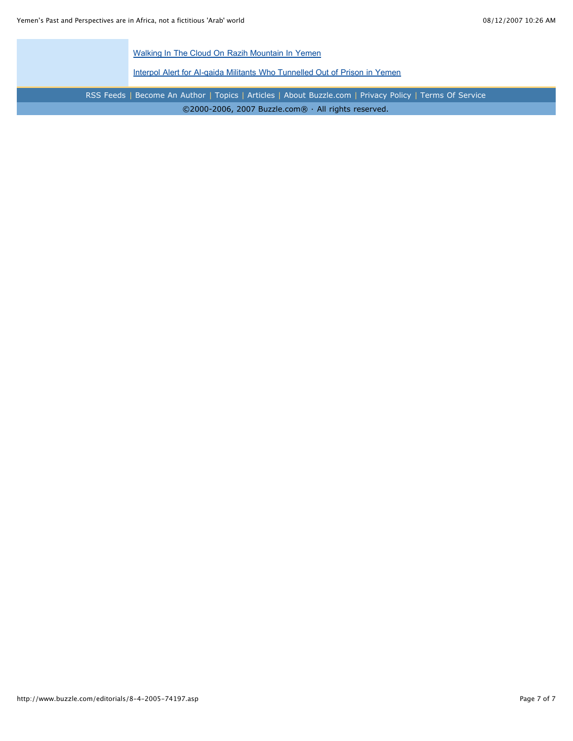Walking In The Cloud On Razih Mountain In Yemen

Interpol Alert for Al-qaida Militants Who Tunnelled Out of Prison in Yemen

RSS Feeds | Become An Author | Topics | Articles | About Buzzle.com | Privacy Policy | Terms Of Service

©2000-2006, 2007 Buzzle.com® · All rights reserved.